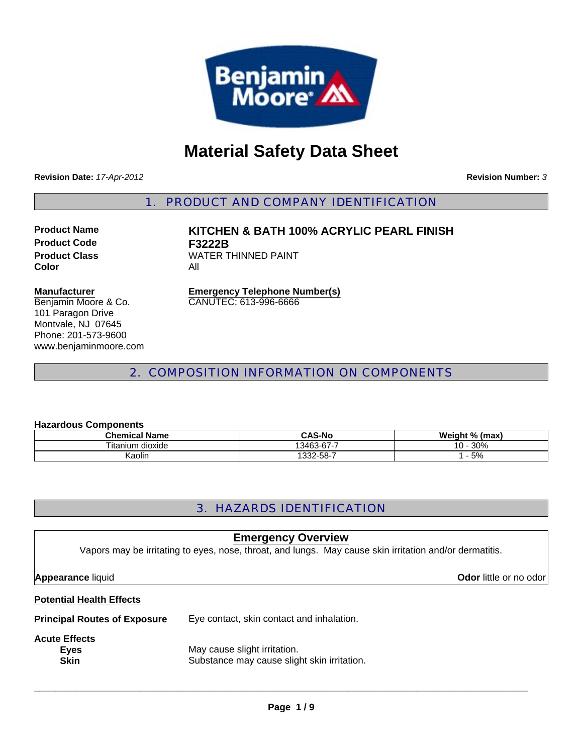# Material Safety Data Sheet

**Revision Date:** *17-Apr-2012* **Revision Number:** *3*

## 1. PRODUCT AND COMPANY IDENTIFICATION

**Product Name** **KITCHEN & BATH 100% ACRYLIC PEARL FINISH**
**Product Code** **F3222B**
**Product Class** WATER THINNED PAINT
**Color** All

**Manufacturer**
Benjamin Moore & Co.
101 Paragon Drive
Montvale, NJ 07645
Phone: 201-573-9600
www.benjaminmoore.com

**Emergency Telephone Number(s)**
CANUTEC: 613-996-6666

## 2. COMPOSITION INFORMATION ON COMPONENTS

**Hazardous Components**

| Chemical Name | CAS-No | Weight % (max) |
|---|---|---|
| Titanium dioxide | 13463-67-7 | 10 - 30% |
| Kaolin | 1332-58-7 | 1 - 5% |

## 3. HAZARDS IDENTIFICATION

**Emergency Overview**

Vapors may be irritating to eyes, nose, throat, and lungs. May cause skin irritation and/or dermatitis.

**Appearance** liquid **Odor** little or no odor

**Potential Health Effects**

**Principal Routes of Exposure** Eye contact, skin contact and inhalation.

**Acute Effects**

**Eyes** May cause slight irritation.
**Skin** Substance may cause slight skin irritation.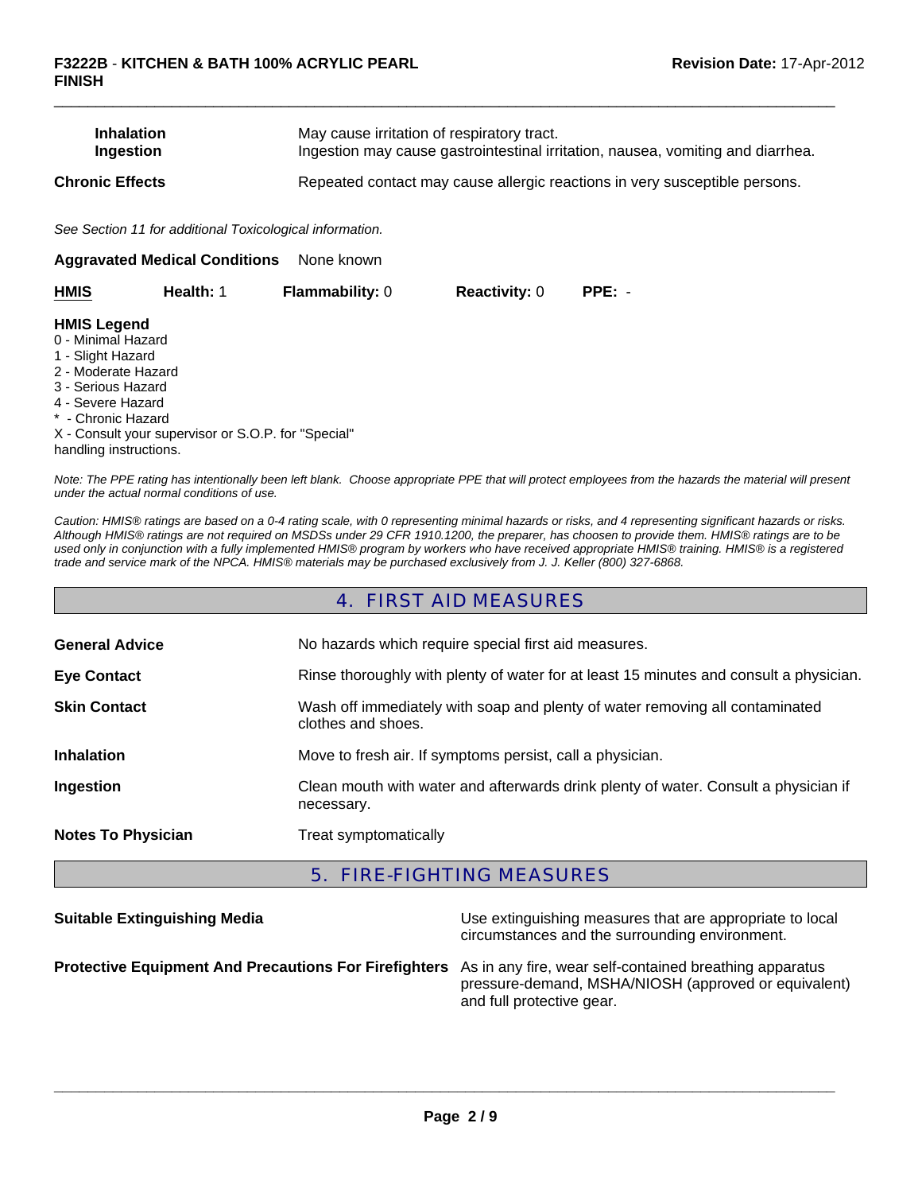| | |
|---|---|
| **Inhalation** | May cause irritation of respiratory tract. |
| **Ingestion** | Ingestion may cause gastrointestinal irritation, nausea, vomiting and diarrhea. |
| **Chronic Effects** | Repeated contact may cause allergic reactions in very susceptible persons. |

*See Section 11 for additional Toxicological information.*

**Aggravated Medical Conditions** None known

| **HMIS** | **Health:** 1 | **Flammability:** 0 | **Reactivity:** 0 | **PPE:** - |
|---|---|---|---|---|

**HMIS Legend**
0 - Minimal Hazard
1 - Slight Hazard
2 - Moderate Hazard
3 - Serious Hazard
4 - Severe Hazard
* - Chronic Hazard
X - Consult your supervisor or S.O.P. for "Special" handling instructions.

*Note: The PPE rating has intentionally been left blank. Choose appropriate PPE that will protect employees from the hazards the material will present under the actual normal conditions of use.*

*Caution: HMIS® ratings are based on a 0-4 rating scale, with 0 representing minimal hazards or risks, and 4 representing significant hazards or risks. Although HMIS® ratings are not required on MSDSs under 29 CFR 1910.1200, the preparer, has choosen to provide them. HMIS® ratings are to be used only in conjunction with a fully implemented HMIS® program by workers who have received appropriate HMIS® training. HMIS® is a registered trade and service mark of the NPCA. HMIS® materials may be purchased exclusively from J. J. Keller (800) 327-6868.*

## 4. FIRST AID MEASURES

| | |
|---|---|
| **General Advice** | No hazards which require special first aid measures. |
| **Eye Contact** | Rinse thoroughly with plenty of water for at least 15 minutes and consult a physician. |
| **Skin Contact** | Wash off immediately with soap and plenty of water removing all contaminated clothes and shoes. |
| **Inhalation** | Move to fresh air. If symptoms persist, call a physician. |
| **Ingestion** | Clean mouth with water and afterwards drink plenty of water. Consult a physician if necessary. |
| **Notes To Physician** | Treat symptomatically |

## 5. FIRE-FIGHTING MEASURES

| | |
|---|---|
| **Suitable Extinguishing Media** | Use extinguishing measures that are appropriate to local circumstances and the surrounding environment. |
| **Protective Equipment And Precautions For Firefighters** | As in any fire, wear self-contained breathing apparatus pressure-demand, MSHA/NIOSH (approved or equivalent) and full protective gear. |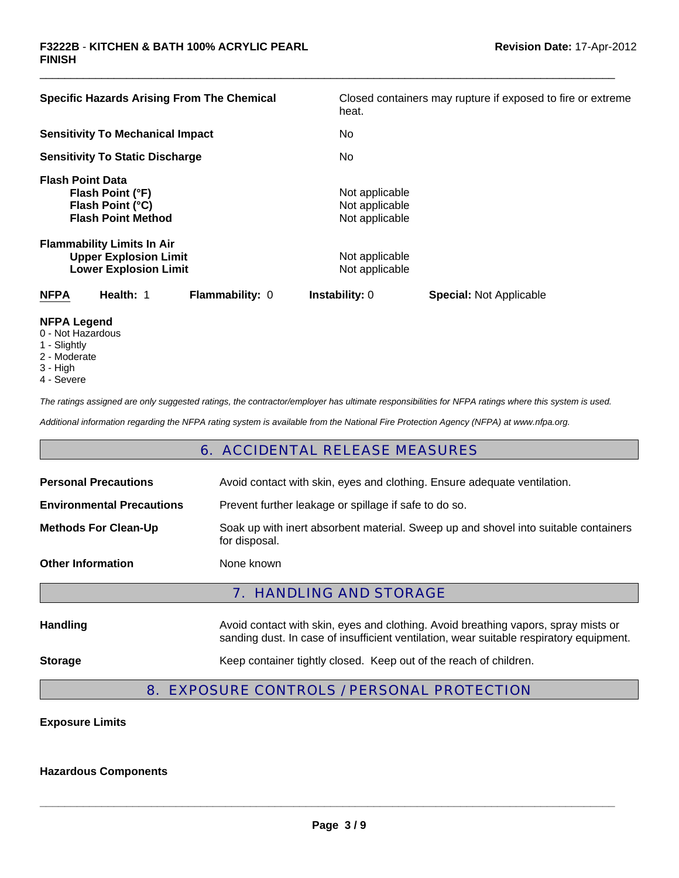**Specific Hazards Arising From The Chemical** — Closed containers may rupture if exposed to fire or extreme heat.

**Sensitivity To Mechanical Impact** — No

**Sensitivity To Static Discharge** — No

**Flash Point Data**

| | |
|---|---|
| **Flash Point (°F)** | Not applicable |
| **Flash Point (°C)** | Not applicable |
| **Flash Point Method** | Not applicable |

**Flammability Limits In Air**

| | |
|---|---|
| **Upper Explosion Limit** | Not applicable |
| **Lower Explosion Limit** | Not applicable |

| **NFPA** | **Health:** 1 | **Flammability:** 0 | **Instability:** 0 | **Special:** Not Applicable |
|---|---|---|---|---|

**NFPA Legend**
0 - Not Hazardous
1 - Slightly
2 - Moderate
3 - High
4 - Severe

*The ratings assigned are only suggested ratings, the contractor/employer has ultimate responsibilities for NFPA ratings where this system is used.*

*Additional information regarding the NFPA rating system is available from the National Fire Protection Agency (NFPA) at www.nfpa.org.*

## 6. ACCIDENTAL RELEASE MEASURES

| | |
|---|---|
| **Personal Precautions** | Avoid contact with skin, eyes and clothing. Ensure adequate ventilation. |
| **Environmental Precautions** | Prevent further leakage or spillage if safe to do so. |
| **Methods For Clean-Up** | Soak up with inert absorbent material. Sweep up and shovel into suitable containers for disposal. |
| **Other Information** | None known |

## 7. HANDLING AND STORAGE

| | |
|---|---|
| **Handling** | Avoid contact with skin, eyes and clothing. Avoid breathing vapors, spray mists or sanding dust. In case of insufficient ventilation, wear suitable respiratory equipment. |
| **Storage** | Keep container tightly closed. Keep out of the reach of children. |

## 8. EXPOSURE CONTROLS / PERSONAL PROTECTION

**Exposure Limits**

**Hazardous Components**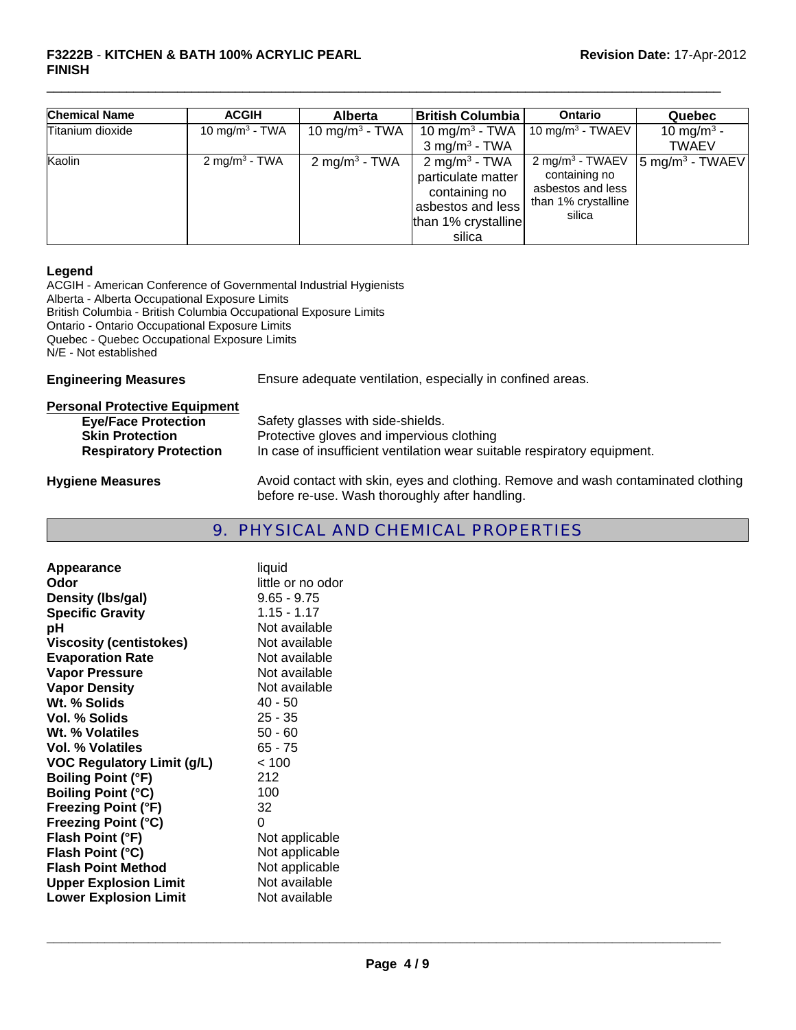| Chemical Name | ACGIH | Alberta | British Columbia | Ontario | Quebec |
|---|---|---|---|---|---|
| Titanium dioxide | 10 mg/m$^3$ - TWA | 10 mg/m$^3$ - TWA | 10 mg/m$^3$ - TWA 3 mg/m$^3$ - TWA | 10 mg/m$^3$ - TWAEV | 10 mg/m$^3$ - TWAEV |
| Kaolin | 2 mg/m$^3$ - TWA | 2 mg/m$^3$ - TWA | 2 mg/m$^3$ - TWA particulate matter containing no asbestos and less than 1% crystalline silica | 2 mg/m$^3$ - TWAEV containing no asbestos and less than 1% crystalline silica | 5 mg/m$^3$ - TWAEV |

**Legend**

ACGIH - American Conference of Governmental Industrial Hygienists
Alberta - Alberta Occupational Exposure Limits
British Columbia - British Columbia Occupational Exposure Limits
Ontario - Ontario Occupational Exposure Limits
Quebec - Quebec Occupational Exposure Limits
N/E - Not established

**Engineering Measures** Ensure adequate ventilation, especially in confined areas.

**Personal Protective Equipment**

**Eye/Face Protection** Safety glasses with side-shields.

**Skin Protection** Protective gloves and impervious clothing

**Respiratory Protection** In case of insufficient ventilation wear suitable respiratory equipment.

**Hygiene Measures** Avoid contact with skin, eyes and clothing. Remove and wash contaminated clothing before re-use. Wash thoroughly after handling.

## 9. PHYSICAL AND CHEMICAL PROPERTIES

| | |
|---|---|
| **Appearance** | liquid |
| **Odor** | little or no odor |
| **Density (lbs/gal)** | 9.65 - 9.75 |
| **Specific Gravity** | 1.15 - 1.17 |
| **pH** | Not available |
| **Viscosity (centistokes)** | Not available |
| **Evaporation Rate** | Not available |
| **Vapor Pressure** | Not available |
| **Vapor Density** | Not available |
| **Wt. % Solids** | 40 - 50 |
| **Vol. % Solids** | 25 - 35 |
| **Wt. % Volatiles** | 50 - 60 |
| **Vol. % Volatiles** | 65 - 75 |
| **VOC Regulatory Limit (g/L)** | < 100 |
| **Boiling Point (°F)** | 212 |
| **Boiling Point (°C)** | 100 |
| **Freezing Point (°F)** | 32 |
| **Freezing Point (°C)** | 0 |
| **Flash Point (°F)** | Not applicable |
| **Flash Point (°C)** | Not applicable |
| **Flash Point Method** | Not applicable |
| **Upper Explosion Limit** | Not available |
| **Lower Explosion Limit** | Not available |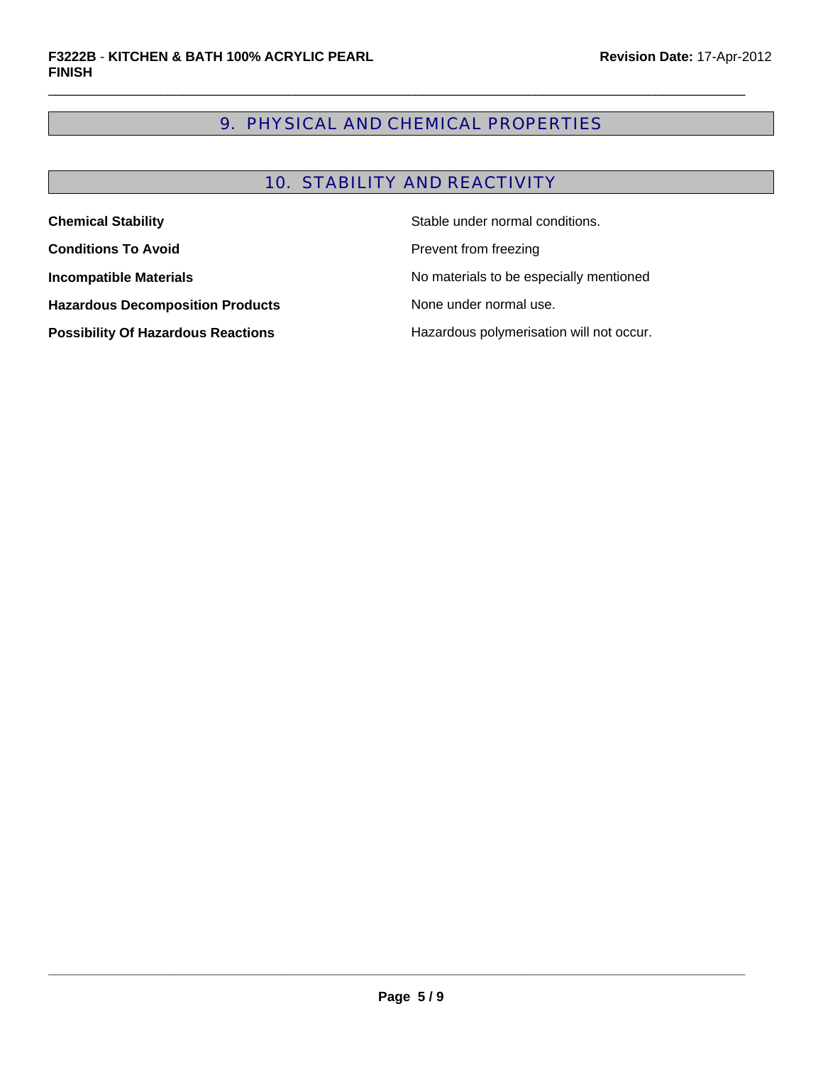## 9. PHYSICAL AND CHEMICAL PROPERTIES

## 10. STABILITY AND REACTIVITY

| | |
|---|---|
| **Chemical Stability** | Stable under normal conditions. |
| **Conditions To Avoid** | Prevent from freezing |
| **Incompatible Materials** | No materials to be especially mentioned |
| **Hazardous Decomposition Products** | None under normal use. |
| **Possibility Of Hazardous Reactions** | Hazardous polymerisation will not occur. |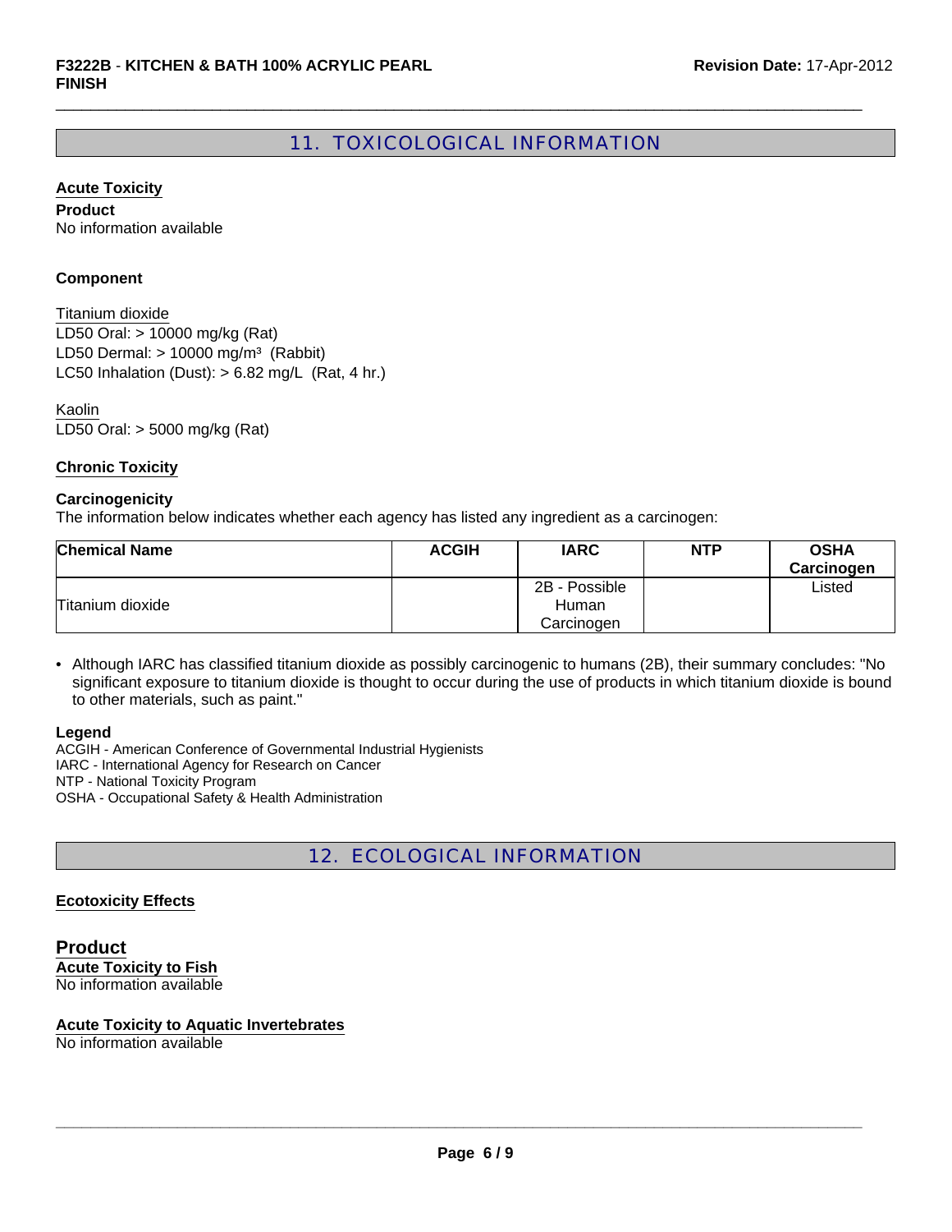## 11. TOXICOLOGICAL INFORMATION

**Acute Toxicity**

**Product**

No information available

**Component**

Titanium dioxide
LD50 Oral: > 10000 mg/kg (Rat)
LD50 Dermal: > 10000 mg/m³ (Rabbit)
LC50 Inhalation (Dust): > 6.82 mg/L (Rat, 4 hr.)

Kaolin
LD50 Oral: > 5000 mg/kg (Rat)

**Chronic Toxicity**

**Carcinogenicity**

The information below indicates whether each agency has listed any ingredient as a carcinogen:

| Chemical Name | ACGIH | IARC | NTP | OSHA Carcinogen |
|---|---|---|---|---|
| Titanium dioxide | | 2B - Possible Human Carcinogen | | Listed |

- Although IARC has classified titanium dioxide as possibly carcinogenic to humans (2B), their summary concludes: "No significant exposure to titanium dioxide is thought to occur during the use of products in which titanium dioxide is bound to other materials, such as paint."

**Legend**

ACGIH - American Conference of Governmental Industrial Hygienists
IARC - International Agency for Research on Cancer
NTP - National Toxicity Program
OSHA - Occupational Safety & Health Administration

## 12. ECOLOGICAL INFORMATION

**Ecotoxicity Effects**

### Product

**Acute Toxicity to Fish**

No information available

**Acute Toxicity to Aquatic Invertebrates**

No information available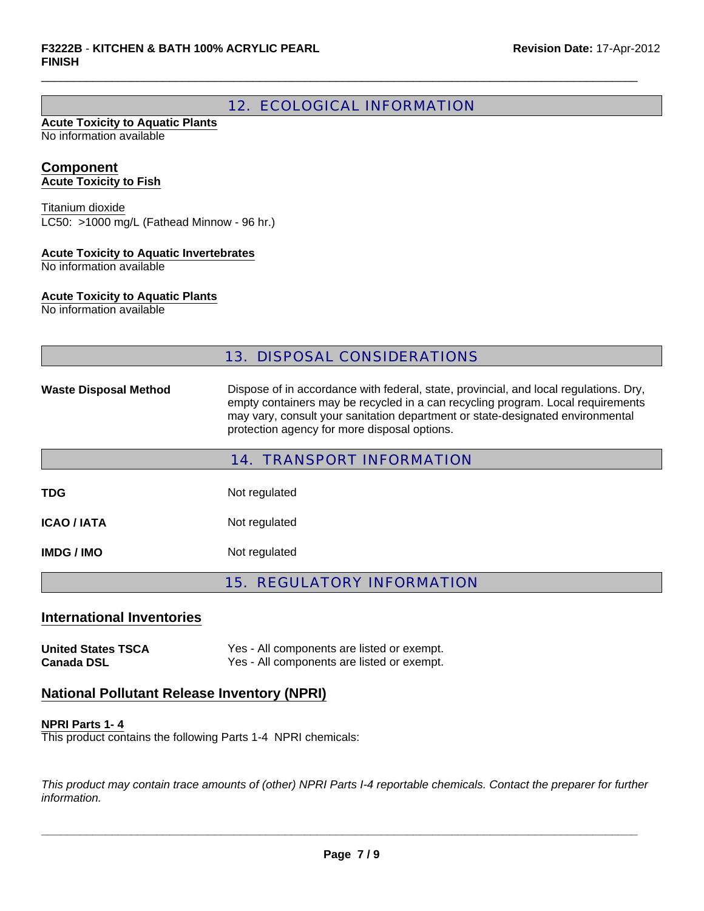## 12. ECOLOGICAL INFORMATION

**Acute Toxicity to Aquatic Plants**
No information available

### Component

**Acute Toxicity to Fish**

Titanium dioxide
LC50: >1000 mg/L (Fathead Minnow - 96 hr.)

**Acute Toxicity to Aquatic Invertebrates**
No information available

**Acute Toxicity to Aquatic Plants**
No information available

## 13. DISPOSAL CONSIDERATIONS

**Waste Disposal Method** Dispose of in accordance with federal, state, provincial, and local regulations. Dry, empty containers may be recycled in a can recycling program. Local requirements may vary, consult your sanitation department or state-designated environmental protection agency for more disposal options.

## 14. TRANSPORT INFORMATION

| | |
|---|---|
| **TDG** | Not regulated |
| **ICAO / IATA** | Not regulated |
| **IMDG / IMO** | Not regulated |

## 15. REGULATORY INFORMATION

### International Inventories

| | |
|---|---|
| **United States TSCA** | Yes - All components are listed or exempt. |
| **Canada DSL** | Yes - All components are listed or exempt. |

### National Pollutant Release Inventory (NPRI)

**NPRI Parts 1- 4**
This product contains the following Parts 1-4 NPRI chemicals:

*This product may contain trace amounts of (other) NPRI Parts I-4 reportable chemicals. Contact the preparer for further information.*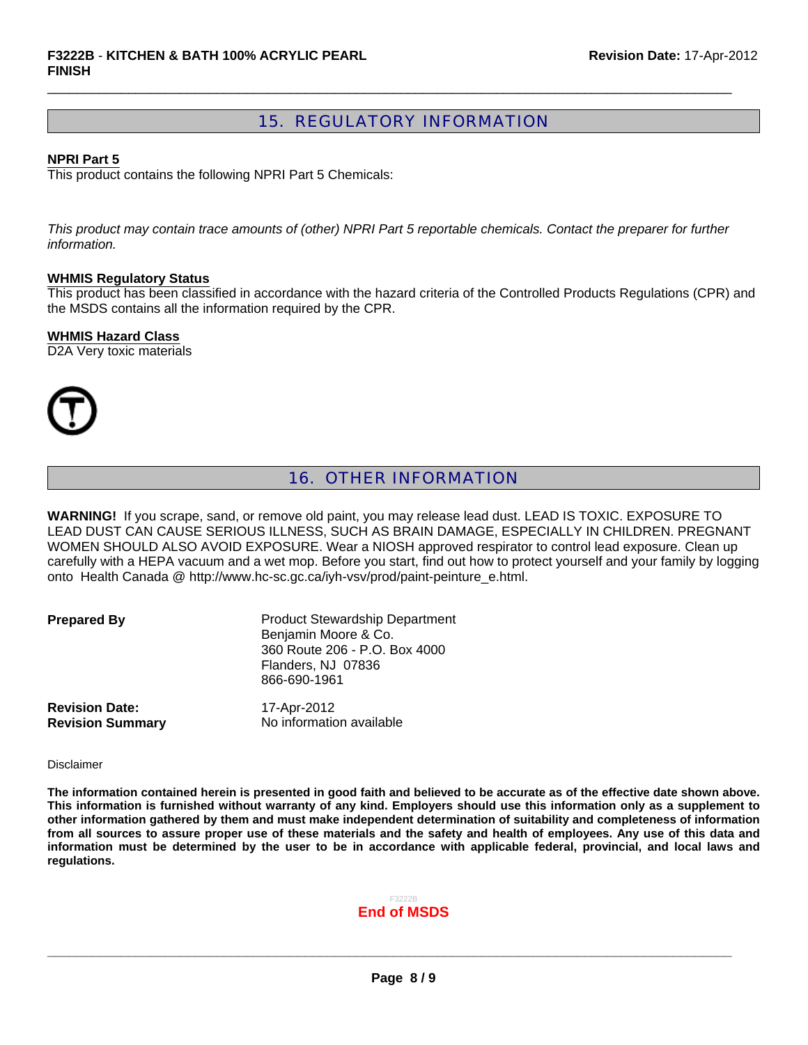## 15. REGULATORY INFORMATION

**NPRI Part 5**

This product contains the following NPRI Part 5 Chemicals:

*This product may contain trace amounts of (other) NPRI Part 5 reportable chemicals. Contact the preparer for further information.*

**WHMIS Regulatory Status**

This product has been classified in accordance with the hazard criteria of the Controlled Products Regulations (CPR) and the MSDS contains all the information required by the CPR.

**WHMIS Hazard Class**

D2A Very toxic materials

## 16. OTHER INFORMATION

**WARNING!** If you scrape, sand, or remove old paint, you may release lead dust. LEAD IS TOXIC. EXPOSURE TO LEAD DUST CAN CAUSE SERIOUS ILLNESS, SUCH AS BRAIN DAMAGE, ESPECIALLY IN CHILDREN. PREGNANT WOMEN SHOULD ALSO AVOID EXPOSURE. Wear a NIOSH approved respirator to control lead exposure. Clean up carefully with a HEPA vacuum and a wet mop. Before you start, find out how to protect yourself and your family by logging onto Health Canada @ http://www.hc-sc.gc.ca/iyh-vsv/prod/paint-peinture_e.html.

| | |
|---|---|
| **Prepared By** | Product Stewardship Department<br>Benjamin Moore & Co.<br>360 Route 206 - P.O. Box 4000<br>Flanders, NJ 07836<br>866-690-1961 |
| **Revision Date:** | 17-Apr-2012 |
| **Revision Summary** | No information available |

Disclaimer

**The information contained herein is presented in good faith and believed to be accurate as of the effective date shown above. This information is furnished without warranty of any kind. Employers should use this information only as a supplement to other information gathered by them and must make independent determination of suitability and completeness of information from all sources to assure proper use of these materials and the safety and health of employees. Any use of this data and information must be determined by the user to be in accordance with applicable federal, provincial, and local laws and regulations.**

F3222B

**End of MSDS**